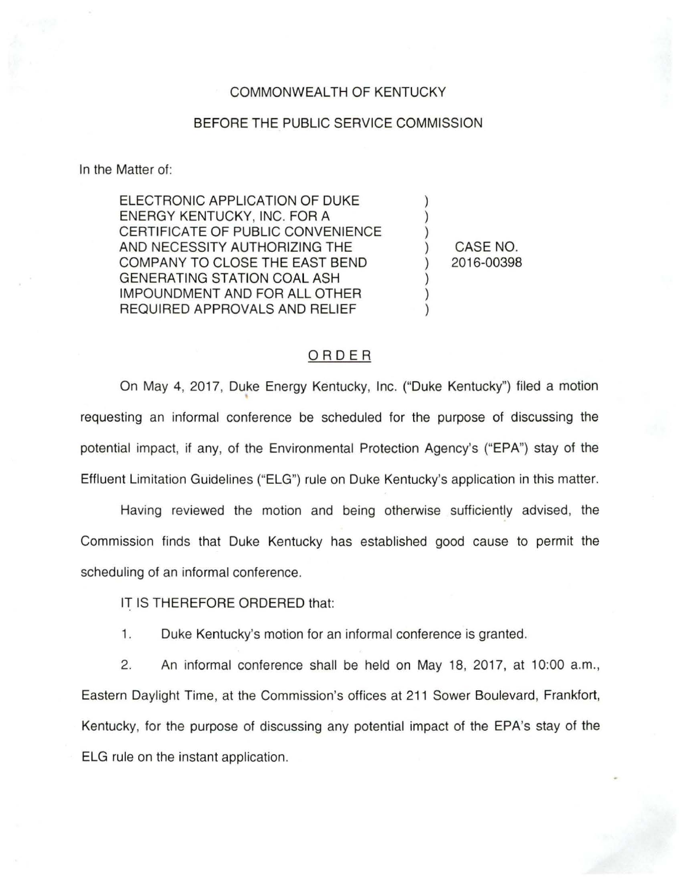COMMONWEALTH OF KENTUCKY

BEFORE THE PUBLIC SERVICE COMMISSION

In the Matter of:

| | | |
|---|---|---|
| ELECTRONIC APPLICATION OF DUKE ENERGY KENTUCKY, INC. FOR A CERTIFICATE OF PUBLIC CONVENIENCE AND NECESSITY AUTHORIZING THE COMPANY TO CLOSE THE EAST BEND GENERATING STATION COAL ASH IMPOUNDMENT AND FOR ALL OTHER REQUIRED APPROVALS AND RELIEF | ) | CASE NO. 2016-00398 |

## ORDER

On May 4, 2017, Duke Energy Kentucky, Inc. ("Duke Kentucky") filed a motion requesting an informal conference be scheduled for the purpose of discussing the potential impact, if any, of the Environmental Protection Agency's ("EPA") stay of the Effluent Limitation Guidelines ("ELG") rule on Duke Kentucky's application in this matter.

Having reviewed the motion and being otherwise sufficiently advised, the Commission finds that Duke Kentucky has established good cause to permit the scheduling of an informal conference.

IT IS THEREFORE ORDERED that:

1. Duke Kentucky's motion for an informal conference is granted.

2. An informal conference shall be held on May 18, 2017, at 10:00 a.m., Eastern Daylight Time, at the Commission's offices at 211 Sower Boulevard, Frankfort, Kentucky, for the purpose of discussing any potential impact of the EPA's stay of the ELG rule on the instant application.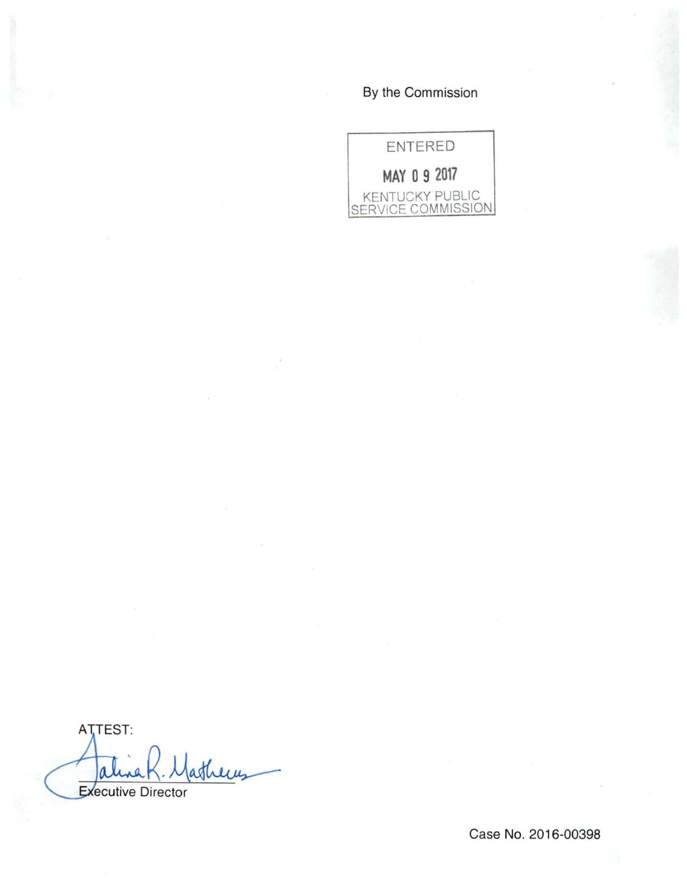By the Commission

ENTERED

MAY 0 9 2017

KENTUCKY PUBLIC SERVICE COMMISSION

ATTEST:

Executive Director

Case No. 2016-00398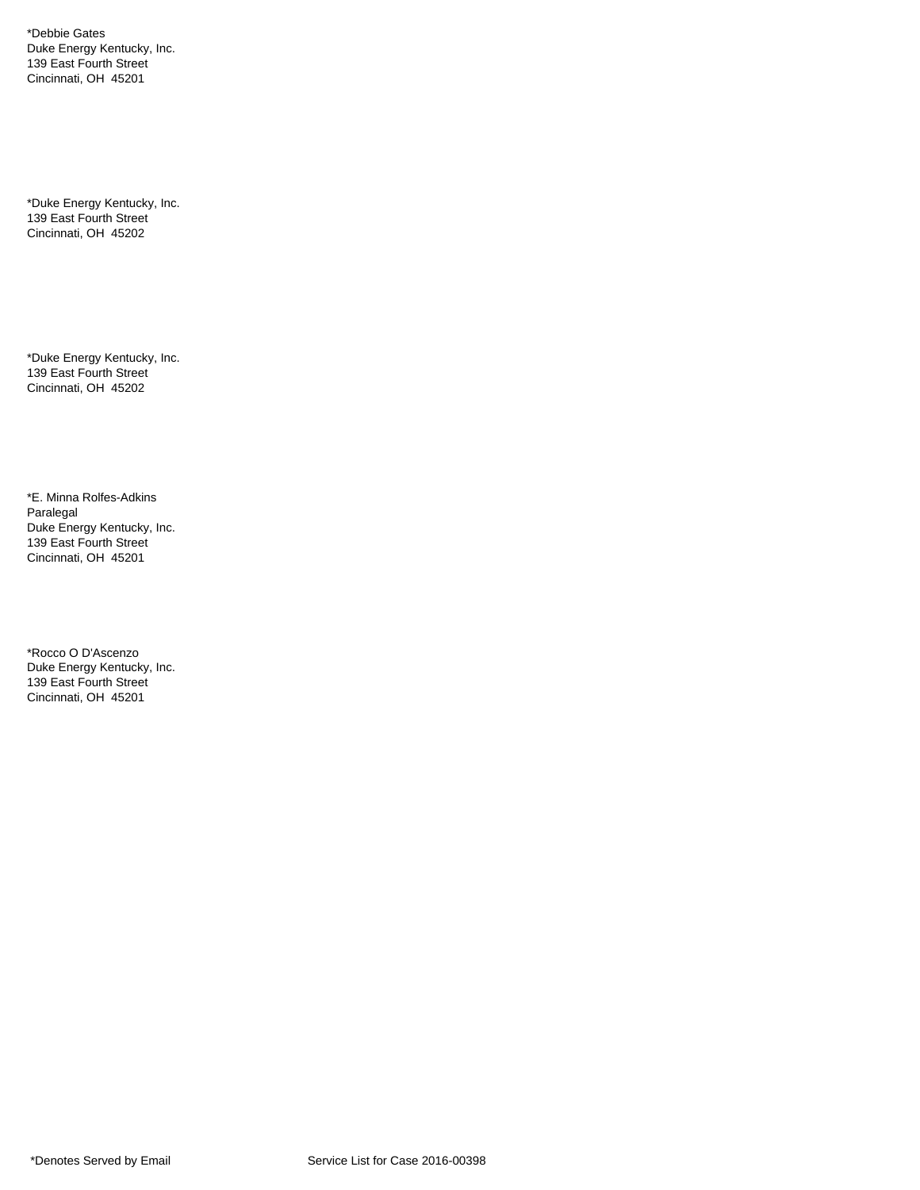*Debbie Gates
Duke Energy Kentucky, Inc.
139 East Fourth Street
Cincinnati, OH 45201

*Duke Energy Kentucky, Inc.
139 East Fourth Street
Cincinnati, OH 45202

*Duke Energy Kentucky, Inc.
139 East Fourth Street
Cincinnati, OH 45202

*E. Minna Rolfes-Adkins
Paralegal
Duke Energy Kentucky, Inc.
139 East Fourth Street
Cincinnati, OH 45201

*Rocco O D'Ascenzo
Duke Energy Kentucky, Inc.
139 East Fourth Street
Cincinnati, OH 45201